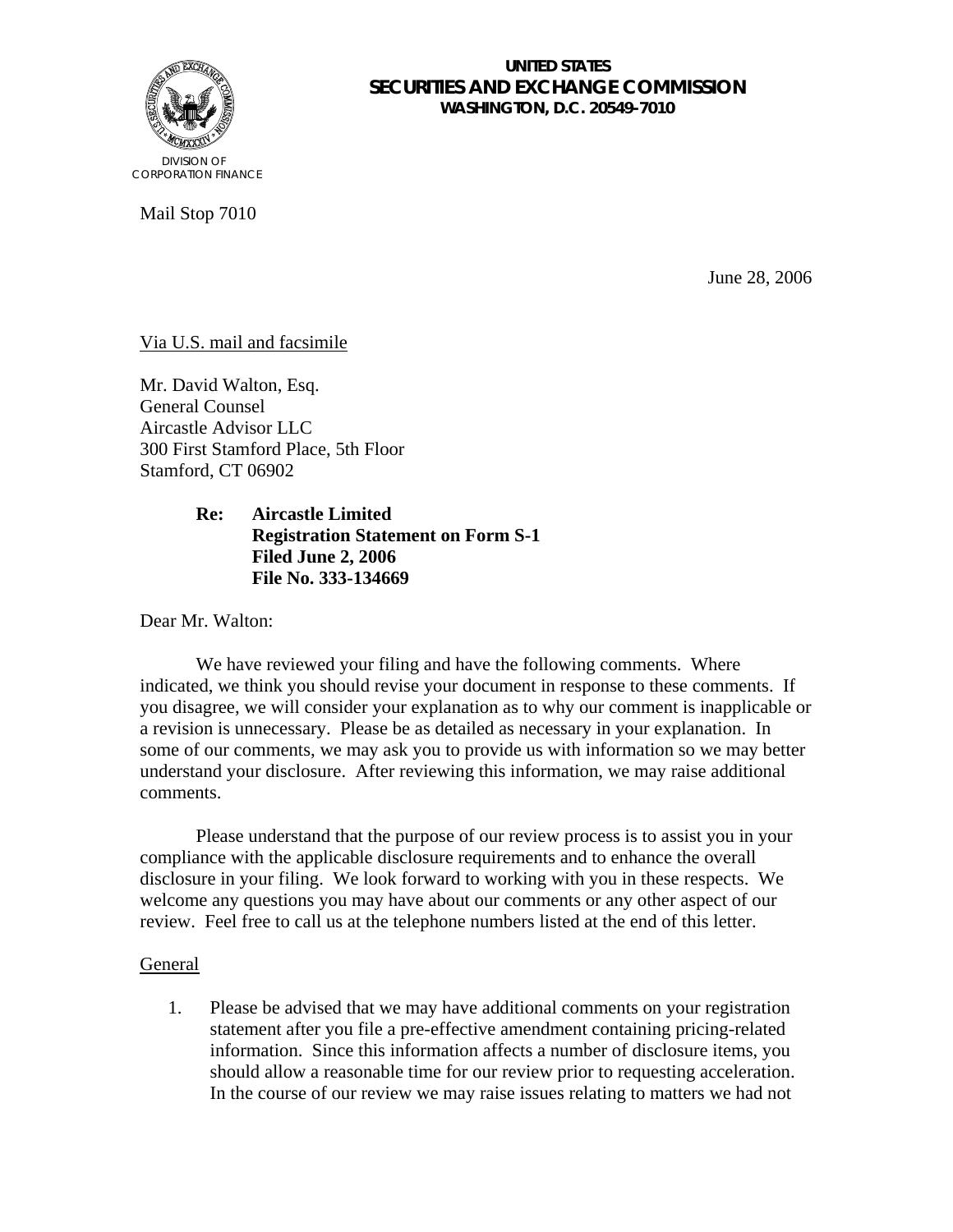**UNITED STATES**
**SECURITIES AND EXCHANGE COMMISSION**
**WASHINGTON, D.C. 20549-7010**

DIVISION OF
CORPORATION FINANCE

Mail Stop 7010

June 28, 2006

Via U.S. mail and facsimile

Mr. David Walton, Esq.
General Counsel
Aircastle Advisor LLC
300 First Stamford Place, 5th Floor
Stamford, CT 06902

**Re: Aircastle Limited**
**Registration Statement on Form S-1**
**Filed June 2, 2006**
**File No. 333-134669**

Dear Mr. Walton:

We have reviewed your filing and have the following comments. Where indicated, we think you should revise your document in response to these comments. If you disagree, we will consider your explanation as to why our comment is inapplicable or a revision is unnecessary. Please be as detailed as necessary in your explanation. In some of our comments, we may ask you to provide us with information so we may better understand your disclosure. After reviewing this information, we may raise additional comments.

Please understand that the purpose of our review process is to assist you in your compliance with the applicable disclosure requirements and to enhance the overall disclosure in your filing. We look forward to working with you in these respects. We welcome any questions you may have about our comments or any other aspect of our review. Feel free to call us at the telephone numbers listed at the end of this letter.

General

1. Please be advised that we may have additional comments on your registration statement after you file a pre-effective amendment containing pricing-related information. Since this information affects a number of disclosure items, you should allow a reasonable time for our review prior to requesting acceleration. In the course of our review we may raise issues relating to matters we had not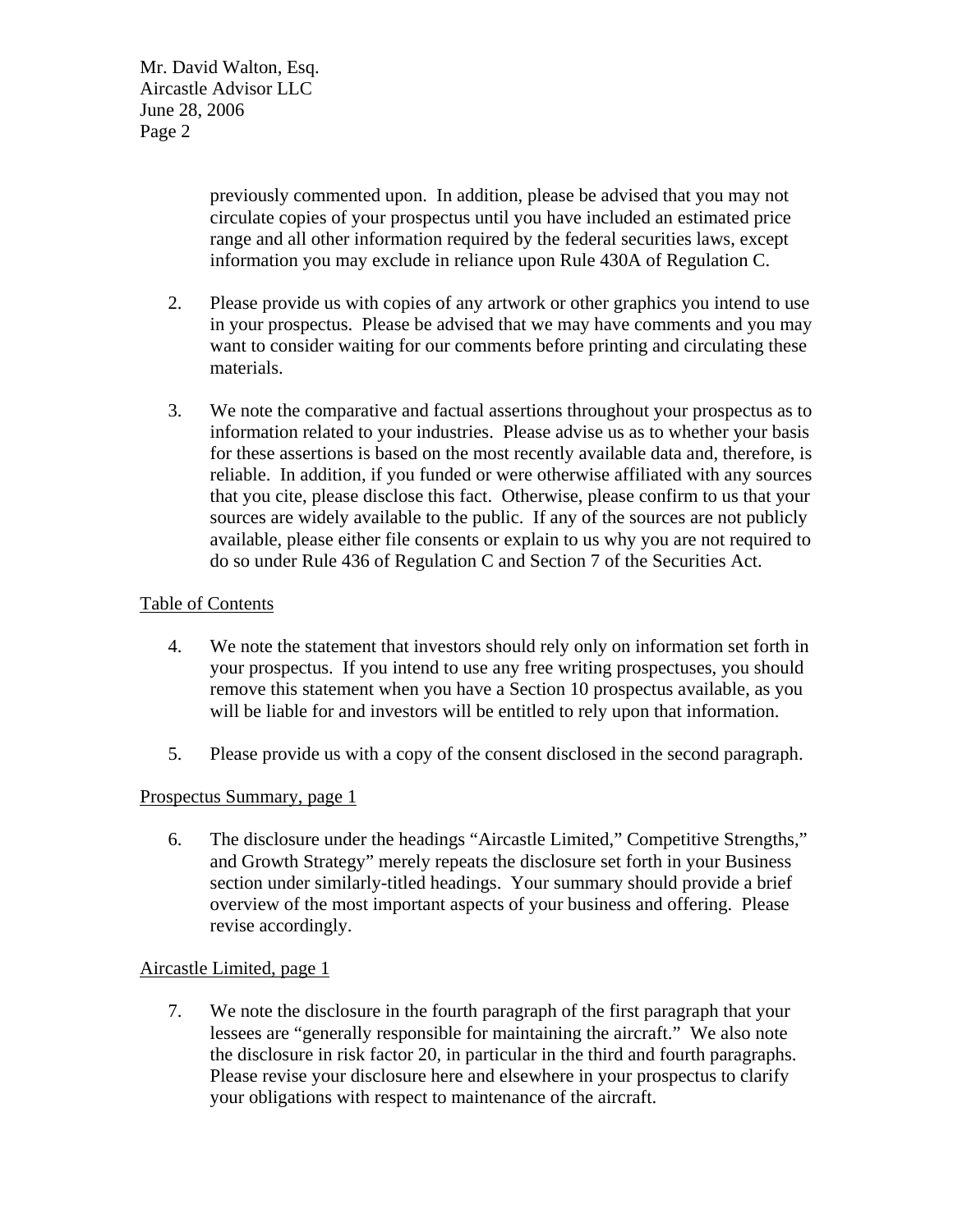previously commented upon. In addition, please be advised that you may not circulate copies of your prospectus until you have included an estimated price range and all other information required by the federal securities laws, except information you may exclude in reliance upon Rule 430A of Regulation C.

2. Please provide us with copies of any artwork or other graphics you intend to use in your prospectus. Please be advised that we may have comments and you may want to consider waiting for our comments before printing and circulating these materials.

3. We note the comparative and factual assertions throughout your prospectus as to information related to your industries. Please advise us as to whether your basis for these assertions is based on the most recently available data and, therefore, is reliable. In addition, if you funded or were otherwise affiliated with any sources that you cite, please disclose this fact. Otherwise, please confirm to us that your sources are widely available to the public. If any of the sources are not publicly available, please either file consents or explain to us why you are not required to do so under Rule 436 of Regulation C and Section 7 of the Securities Act.

Table of Contents

4. We note the statement that investors should rely only on information set forth in your prospectus. If you intend to use any free writing prospectuses, you should remove this statement when you have a Section 10 prospectus available, as you will be liable for and investors will be entitled to rely upon that information.

5. Please provide us with a copy of the consent disclosed in the second paragraph.

Prospectus Summary, page 1

6. The disclosure under the headings "Aircastle Limited," Competitive Strengths," and Growth Strategy" merely repeats the disclosure set forth in your Business section under similarly-titled headings. Your summary should provide a brief overview of the most important aspects of your business and offering. Please revise accordingly.

Aircastle Limited, page 1

7. We note the disclosure in the fourth paragraph of the first paragraph that your lessees are "generally responsible for maintaining the aircraft." We also note the disclosure in risk factor 20, in particular in the third and fourth paragraphs. Please revise your disclosure here and elsewhere in your prospectus to clarify your obligations with respect to maintenance of the aircraft.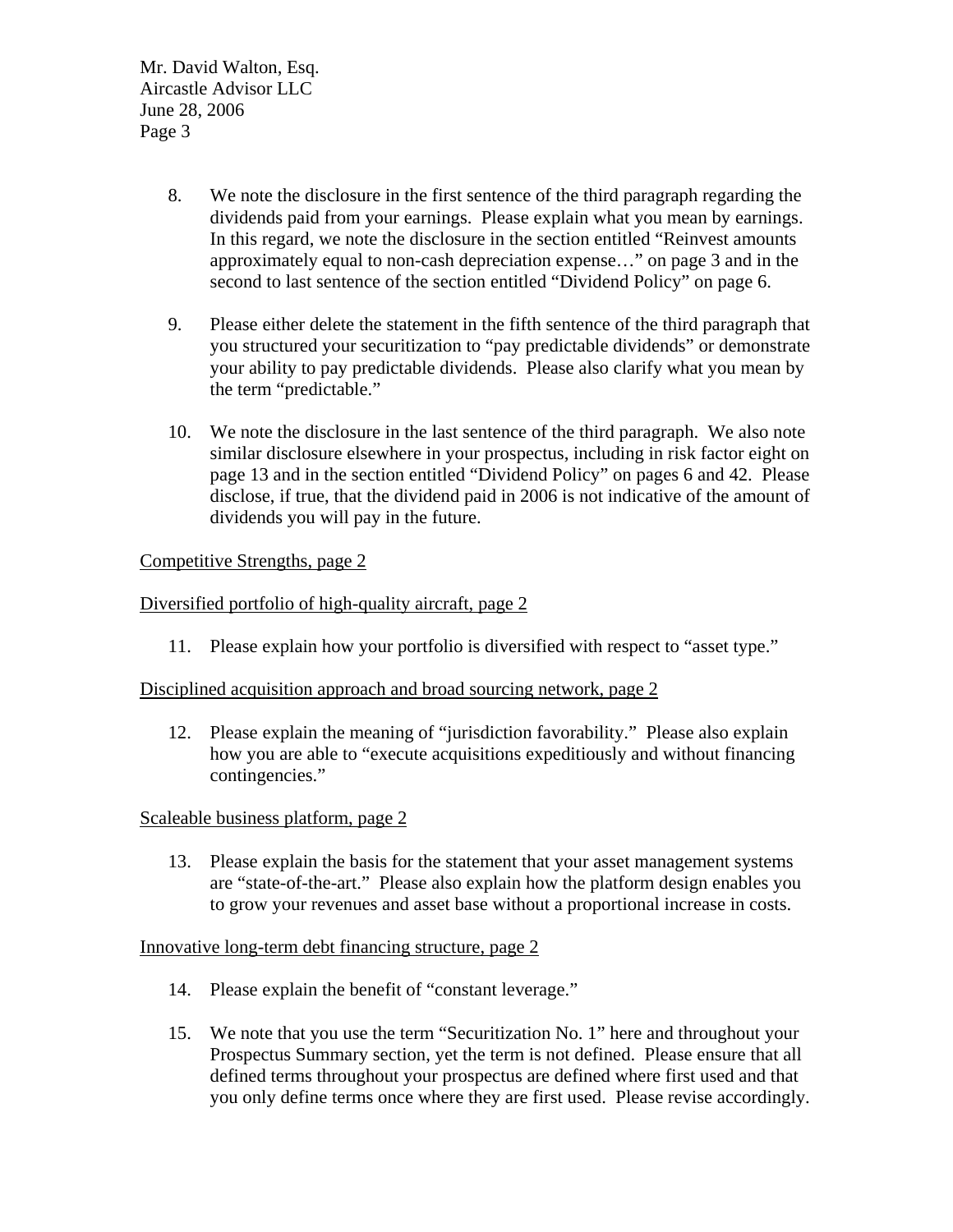8. We note the disclosure in the first sentence of the third paragraph regarding the dividends paid from your earnings. Please explain what you mean by earnings. In this regard, we note the disclosure in the section entitled "Reinvest amounts approximately equal to non-cash depreciation expense…" on page 3 and in the second to last sentence of the section entitled "Dividend Policy" on page 6.

9. Please either delete the statement in the fifth sentence of the third paragraph that you structured your securitization to "pay predictable dividends" or demonstrate your ability to pay predictable dividends. Please also clarify what you mean by the term "predictable."

10. We note the disclosure in the last sentence of the third paragraph. We also note similar disclosure elsewhere in your prospectus, including in risk factor eight on page 13 and in the section entitled "Dividend Policy" on pages 6 and 42. Please disclose, if true, that the dividend paid in 2006 is not indicative of the amount of dividends you will pay in the future.

Competitive Strengths, page 2

Diversified portfolio of high-quality aircraft, page 2

11. Please explain how your portfolio is diversified with respect to "asset type."

Disciplined acquisition approach and broad sourcing network, page 2

12. Please explain the meaning of "jurisdiction favorability." Please also explain how you are able to "execute acquisitions expeditiously and without financing contingencies."

Scaleable business platform, page 2

13. Please explain the basis for the statement that your asset management systems are "state-of-the-art." Please also explain how the platform design enables you to grow your revenues and asset base without a proportional increase in costs.

Innovative long-term debt financing structure, page 2

14. Please explain the benefit of "constant leverage."

15. We note that you use the term "Securitization No. 1" here and throughout your Prospectus Summary section, yet the term is not defined. Please ensure that all defined terms throughout your prospectus are defined where first used and that you only define terms once where they are first used. Please revise accordingly.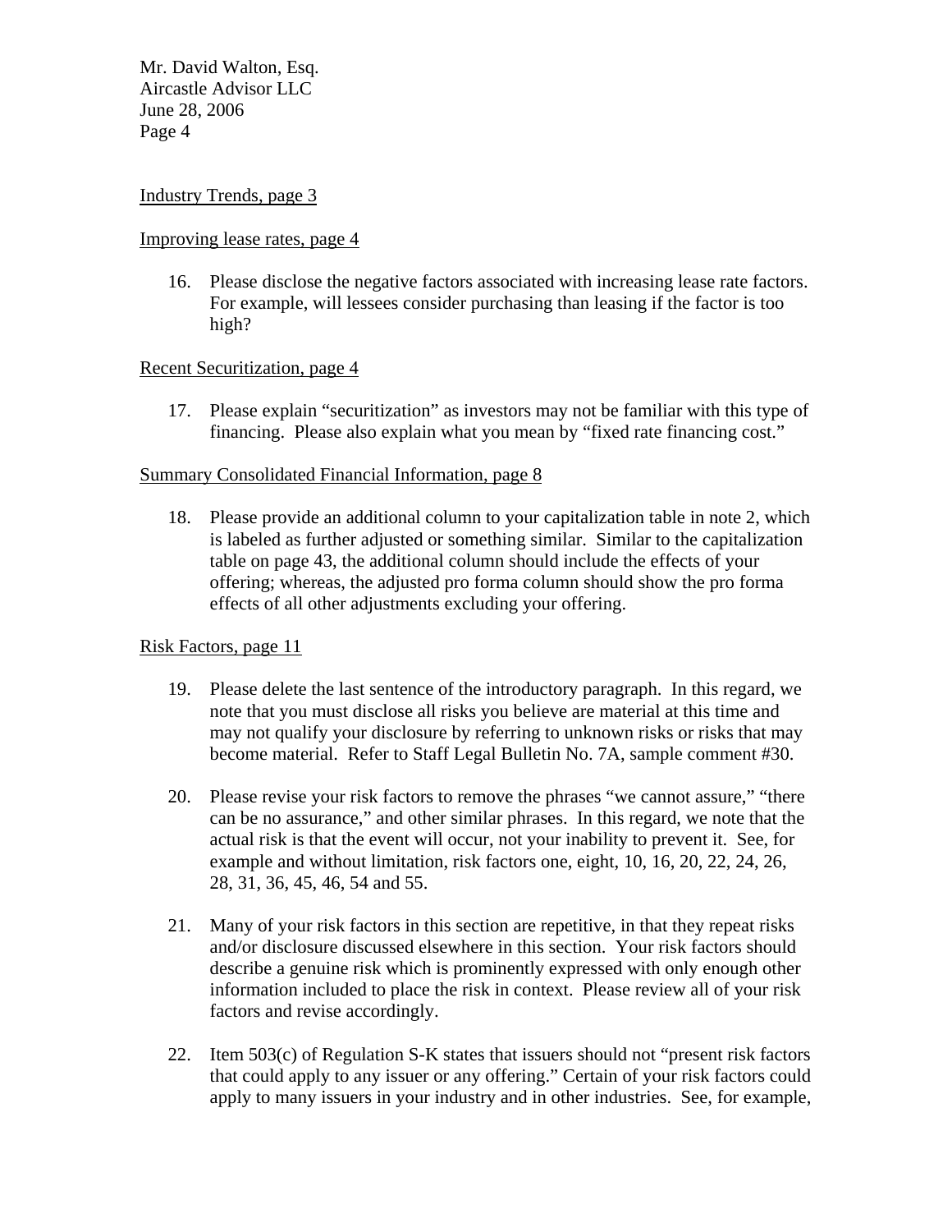Industry Trends, page 3

Improving lease rates, page 4

16. Please disclose the negative factors associated with increasing lease rate factors. For example, will lessees consider purchasing than leasing if the factor is too high?

Recent Securitization, page 4

17. Please explain "securitization" as investors may not be familiar with this type of financing. Please also explain what you mean by "fixed rate financing cost."

Summary Consolidated Financial Information, page 8

18. Please provide an additional column to your capitalization table in note 2, which is labeled as further adjusted or something similar. Similar to the capitalization table on page 43, the additional column should include the effects of your offering; whereas, the adjusted pro forma column should show the pro forma effects of all other adjustments excluding your offering.

Risk Factors, page 11

19. Please delete the last sentence of the introductory paragraph. In this regard, we note that you must disclose all risks you believe are material at this time and may not qualify your disclosure by referring to unknown risks or risks that may become material. Refer to Staff Legal Bulletin No. 7A, sample comment #30.

20. Please revise your risk factors to remove the phrases "we cannot assure," "there can be no assurance," and other similar phrases. In this regard, we note that the actual risk is that the event will occur, not your inability to prevent it. See, for example and without limitation, risk factors one, eight, 10, 16, 20, 22, 24, 26, 28, 31, 36, 45, 46, 54 and 55.

21. Many of your risk factors in this section are repetitive, in that they repeat risks and/or disclosure discussed elsewhere in this section. Your risk factors should describe a genuine risk which is prominently expressed with only enough other information included to place the risk in context. Please review all of your risk factors and revise accordingly.

22. Item 503(c) of Regulation S-K states that issuers should not "present risk factors that could apply to any issuer or any offering." Certain of your risk factors could apply to many issuers in your industry and in other industries. See, for example,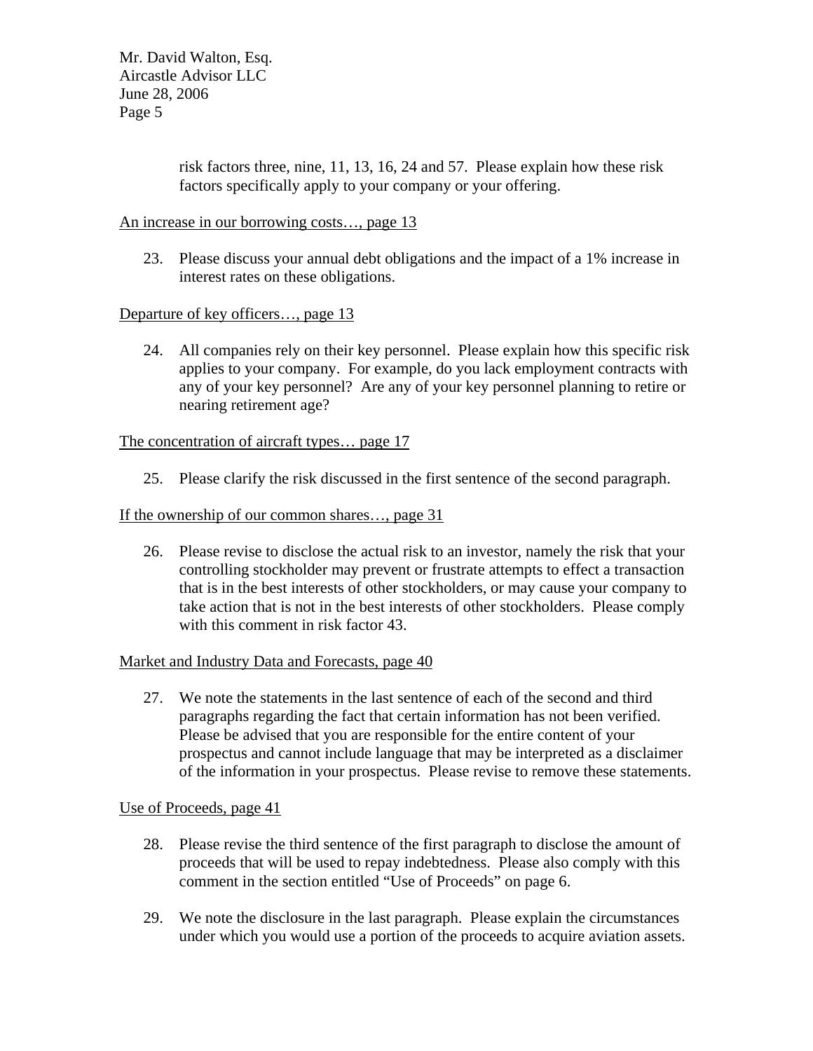risk factors three, nine, 11, 13, 16, 24 and 57. Please explain how these risk factors specifically apply to your company or your offering.

An increase in our borrowing costs…, page 13

23. Please discuss your annual debt obligations and the impact of a 1% increase in interest rates on these obligations.

Departure of key officers…, page 13

24. All companies rely on their key personnel. Please explain how this specific risk applies to your company. For example, do you lack employment contracts with any of your key personnel? Are any of your key personnel planning to retire or nearing retirement age?

The concentration of aircraft types… page 17

25. Please clarify the risk discussed in the first sentence of the second paragraph.

If the ownership of our common shares…, page 31

26. Please revise to disclose the actual risk to an investor, namely the risk that your controlling stockholder may prevent or frustrate attempts to effect a transaction that is in the best interests of other stockholders, or may cause your company to take action that is not in the best interests of other stockholders. Please comply with this comment in risk factor 43.

Market and Industry Data and Forecasts, page 40

27. We note the statements in the last sentence of each of the second and third paragraphs regarding the fact that certain information has not been verified. Please be advised that you are responsible for the entire content of your prospectus and cannot include language that may be interpreted as a disclaimer of the information in your prospectus. Please revise to remove these statements.

Use of Proceeds, page 41

28. Please revise the third sentence of the first paragraph to disclose the amount of proceeds that will be used to repay indebtedness. Please also comply with this comment in the section entitled "Use of Proceeds" on page 6.

29. We note the disclosure in the last paragraph. Please explain the circumstances under which you would use a portion of the proceeds to acquire aviation assets.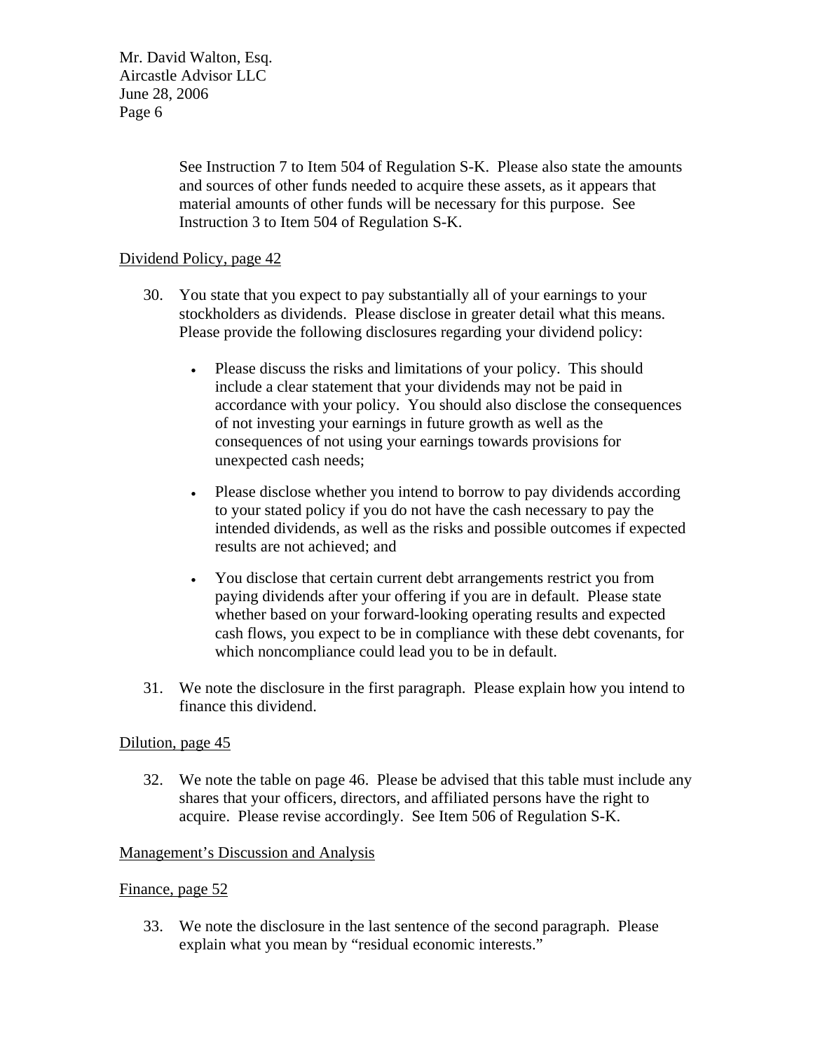See Instruction 7 to Item 504 of Regulation S-K. Please also state the amounts and sources of other funds needed to acquire these assets, as it appears that material amounts of other funds will be necessary for this purpose. See Instruction 3 to Item 504 of Regulation S-K.

Dividend Policy, page 42

30. You state that you expect to pay substantially all of your earnings to your stockholders as dividends. Please disclose in greater detail what this means. Please provide the following disclosures regarding your dividend policy:

    - Please discuss the risks and limitations of your policy. This should include a clear statement that your dividends may not be paid in accordance with your policy. You should also disclose the consequences of not investing your earnings in future growth as well as the consequences of not using your earnings towards provisions for unexpected cash needs;

    - Please disclose whether you intend to borrow to pay dividends according to your stated policy if you do not have the cash necessary to pay the intended dividends, as well as the risks and possible outcomes if expected results are not achieved; and

    - You disclose that certain current debt arrangements restrict you from paying dividends after your offering if you are in default. Please state whether based on your forward-looking operating results and expected cash flows, you expect to be in compliance with these debt covenants, for which noncompliance could lead you to be in default.

31. We note the disclosure in the first paragraph. Please explain how you intend to finance this dividend.

Dilution, page 45

32. We note the table on page 46. Please be advised that this table must include any shares that your officers, directors, and affiliated persons have the right to acquire. Please revise accordingly. See Item 506 of Regulation S-K.

Management's Discussion and Analysis

Finance, page 52

33. We note the disclosure in the last sentence of the second paragraph. Please explain what you mean by "residual economic interests."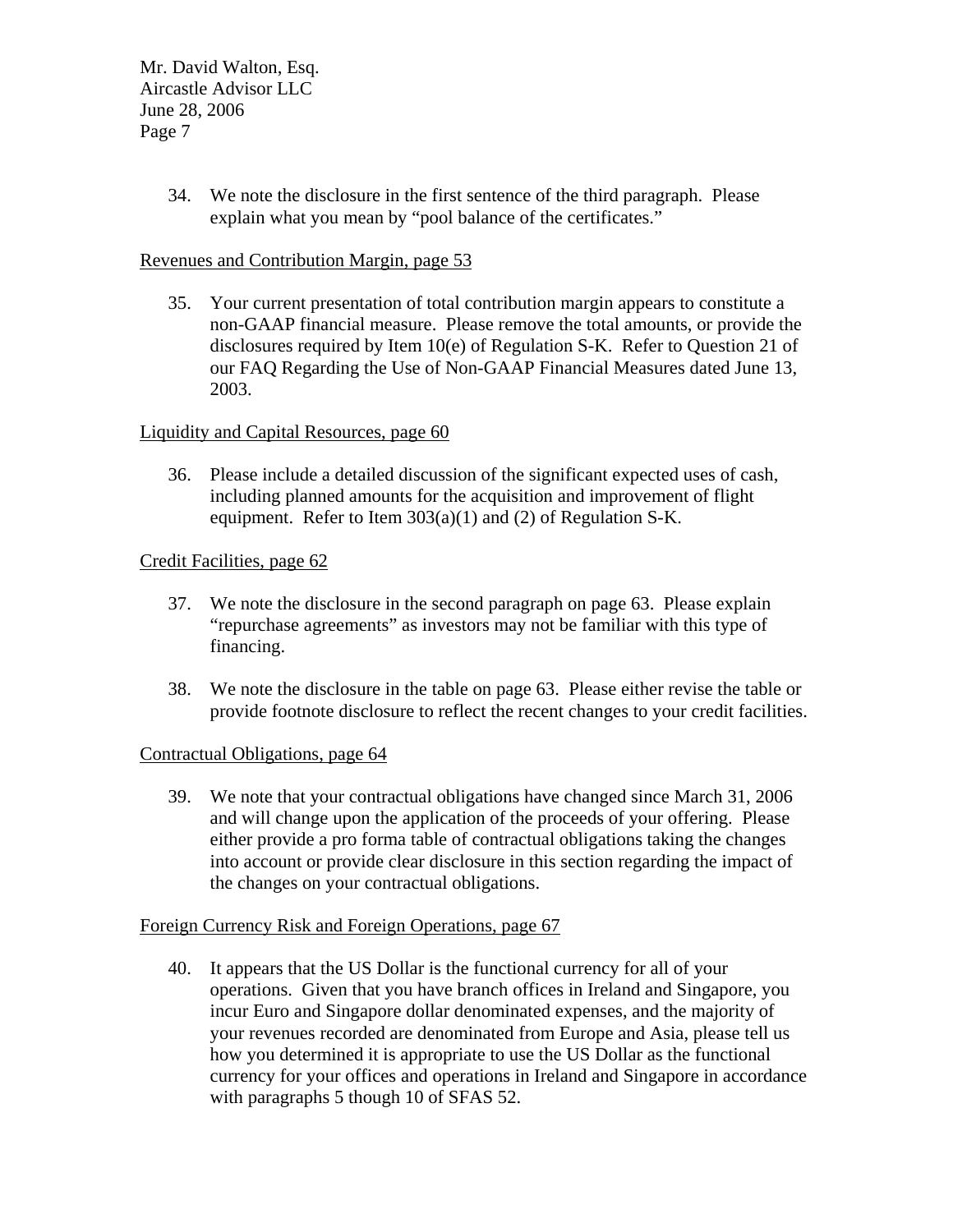34. We note the disclosure in the first sentence of the third paragraph. Please explain what you mean by "pool balance of the certificates."

Revenues and Contribution Margin, page 53

35. Your current presentation of total contribution margin appears to constitute a non-GAAP financial measure. Please remove the total amounts, or provide the disclosures required by Item 10(e) of Regulation S-K. Refer to Question 21 of our FAQ Regarding the Use of Non-GAAP Financial Measures dated June 13, 2003.

Liquidity and Capital Resources, page 60

36. Please include a detailed discussion of the significant expected uses of cash, including planned amounts for the acquisition and improvement of flight equipment. Refer to Item 303(a)(1) and (2) of Regulation S-K.

Credit Facilities, page 62

37. We note the disclosure in the second paragraph on page 63. Please explain "repurchase agreements" as investors may not be familiar with this type of financing.

38. We note the disclosure in the table on page 63. Please either revise the table or provide footnote disclosure to reflect the recent changes to your credit facilities.

Contractual Obligations, page 64

39. We note that your contractual obligations have changed since March 31, 2006 and will change upon the application of the proceeds of your offering. Please either provide a pro forma table of contractual obligations taking the changes into account or provide clear disclosure in this section regarding the impact of the changes on your contractual obligations.

Foreign Currency Risk and Foreign Operations, page 67

40. It appears that the US Dollar is the functional currency for all of your operations. Given that you have branch offices in Ireland and Singapore, you incur Euro and Singapore dollar denominated expenses, and the majority of your revenues recorded are denominated from Europe and Asia, please tell us how you determined it is appropriate to use the US Dollar as the functional currency for your offices and operations in Ireland and Singapore in accordance with paragraphs 5 though 10 of SFAS 52.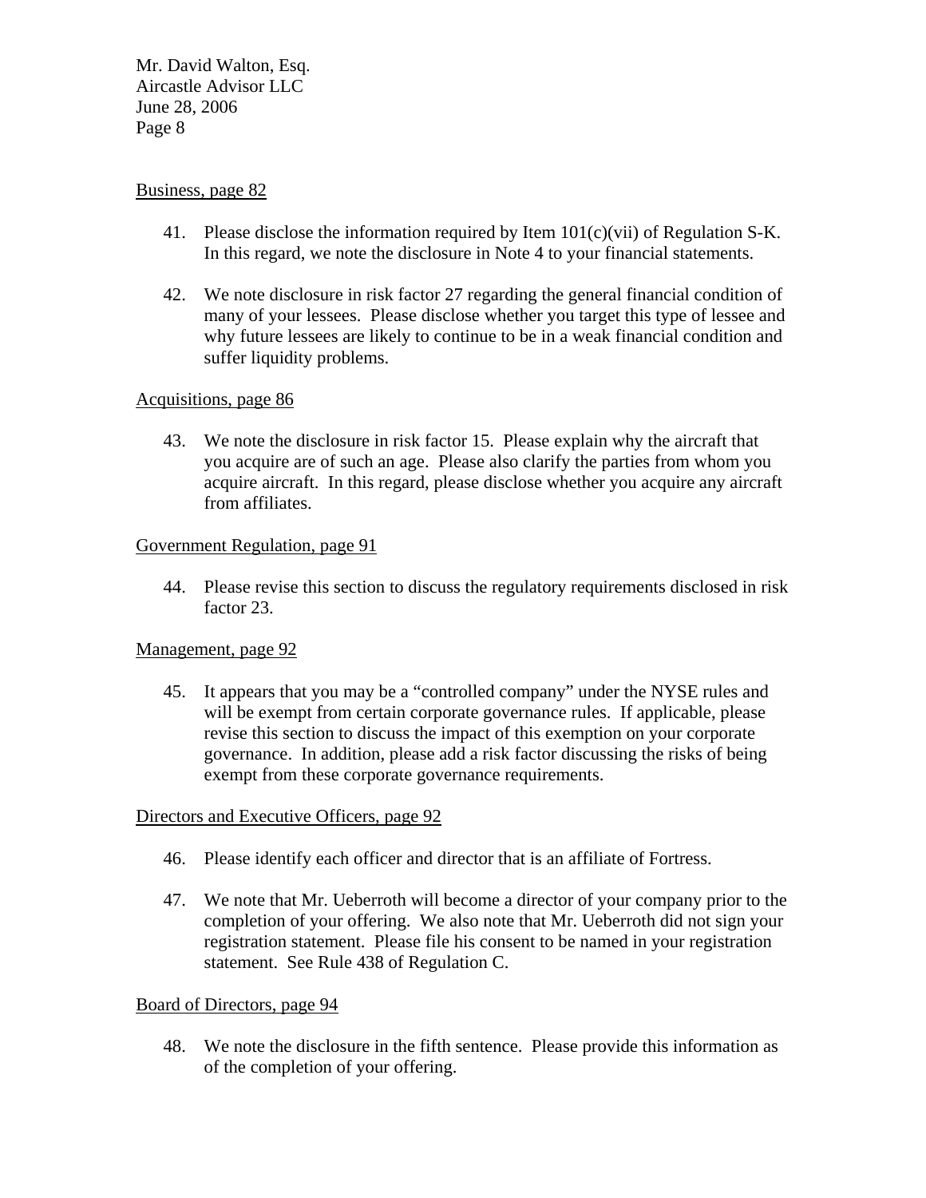Business, page 82

41. Please disclose the information required by Item 101(c)(vii) of Regulation S-K. In this regard, we note the disclosure in Note 4 to your financial statements.

42. We note disclosure in risk factor 27 regarding the general financial condition of many of your lessees. Please disclose whether you target this type of lessee and why future lessees are likely to continue to be in a weak financial condition and suffer liquidity problems.

Acquisitions, page 86

43. We note the disclosure in risk factor 15. Please explain why the aircraft that you acquire are of such an age. Please also clarify the parties from whom you acquire aircraft. In this regard, please disclose whether you acquire any aircraft from affiliates.

Government Regulation, page 91

44. Please revise this section to discuss the regulatory requirements disclosed in risk factor 23.

Management, page 92

45. It appears that you may be a "controlled company" under the NYSE rules and will be exempt from certain corporate governance rules. If applicable, please revise this section to discuss the impact of this exemption on your corporate governance. In addition, please add a risk factor discussing the risks of being exempt from these corporate governance requirements.

Directors and Executive Officers, page 92

46. Please identify each officer and director that is an affiliate of Fortress.

47. We note that Mr. Ueberroth will become a director of your company prior to the completion of your offering. We also note that Mr. Ueberroth did not sign your registration statement. Please file his consent to be named in your registration statement. See Rule 438 of Regulation C.

Board of Directors, page 94

48. We note the disclosure in the fifth sentence. Please provide this information as of the completion of your offering.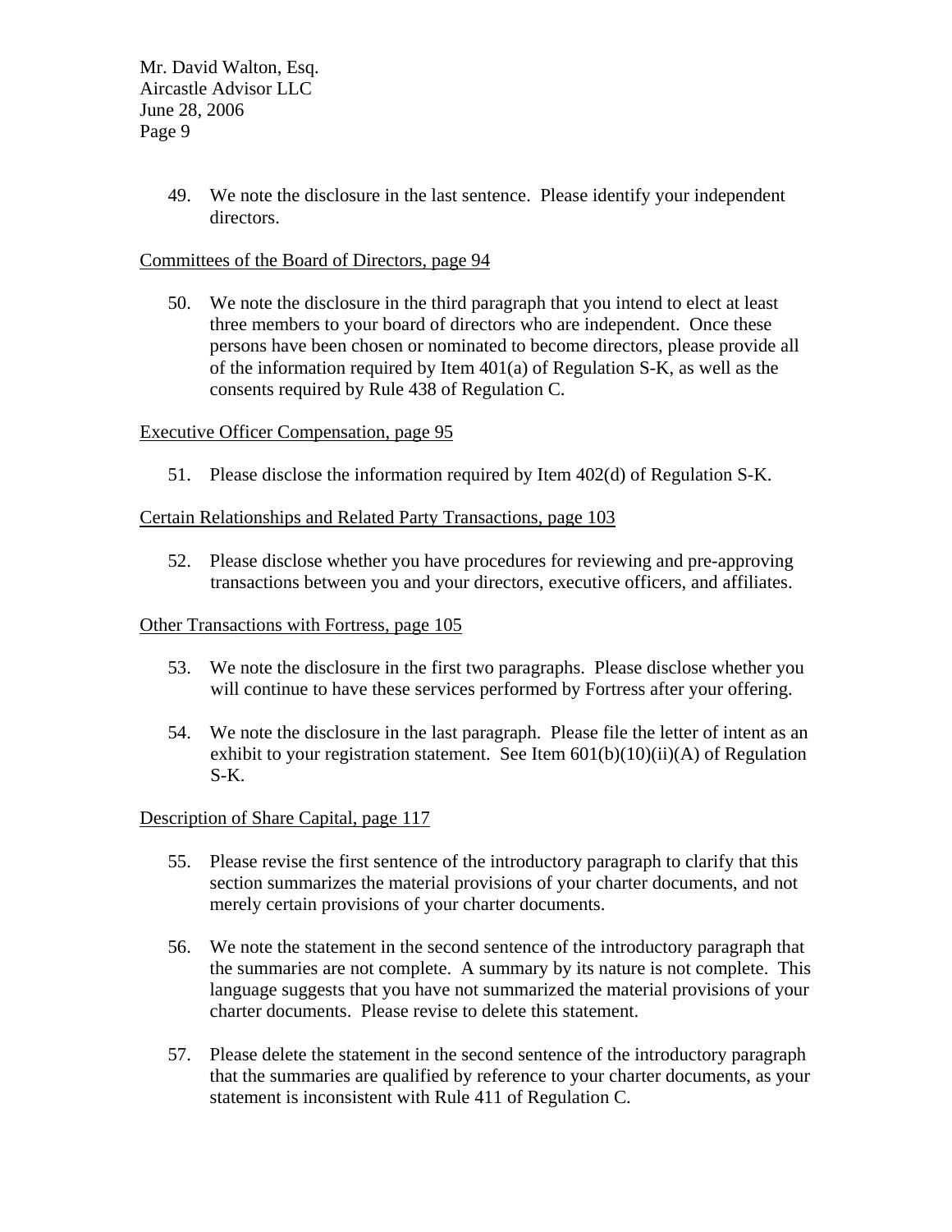49. We note the disclosure in the last sentence. Please identify your independent directors.

Committees of the Board of Directors, page 94

50. We note the disclosure in the third paragraph that you intend to elect at least three members to your board of directors who are independent. Once these persons have been chosen or nominated to become directors, please provide all of the information required by Item 401(a) of Regulation S-K, as well as the consents required by Rule 438 of Regulation C.

Executive Officer Compensation, page 95

51. Please disclose the information required by Item 402(d) of Regulation S-K.

Certain Relationships and Related Party Transactions, page 103

52. Please disclose whether you have procedures for reviewing and pre-approving transactions between you and your directors, executive officers, and affiliates.

Other Transactions with Fortress, page 105

53. We note the disclosure in the first two paragraphs. Please disclose whether you will continue to have these services performed by Fortress after your offering.

54. We note the disclosure in the last paragraph. Please file the letter of intent as an exhibit to your registration statement. See Item 601(b)(10)(ii)(A) of Regulation S-K.

Description of Share Capital, page 117

55. Please revise the first sentence of the introductory paragraph to clarify that this section summarizes the material provisions of your charter documents, and not merely certain provisions of your charter documents.

56. We note the statement in the second sentence of the introductory paragraph that the summaries are not complete. A summary by its nature is not complete. This language suggests that you have not summarized the material provisions of your charter documents. Please revise to delete this statement.

57. Please delete the statement in the second sentence of the introductory paragraph that the summaries are qualified by reference to your charter documents, as your statement is inconsistent with Rule 411 of Regulation C.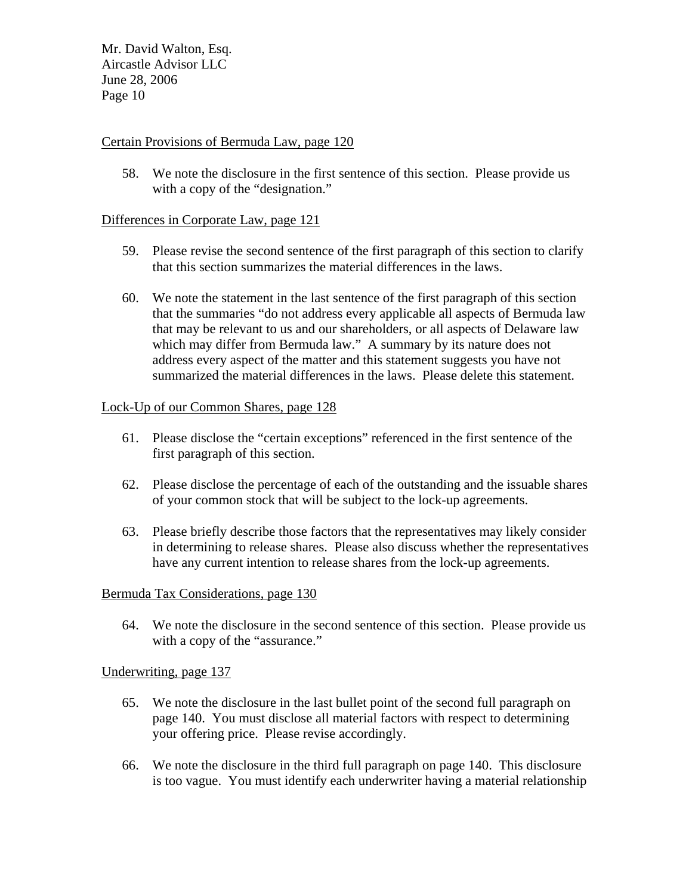Certain Provisions of Bermuda Law, page 120

58. We note the disclosure in the first sentence of this section. Please provide us with a copy of the "designation."

Differences in Corporate Law, page 121

59. Please revise the second sentence of the first paragraph of this section to clarify that this section summarizes the material differences in the laws.

60. We note the statement in the last sentence of the first paragraph of this section that the summaries "do not address every applicable all aspects of Bermuda law that may be relevant to us and our shareholders, or all aspects of Delaware law which may differ from Bermuda law." A summary by its nature does not address every aspect of the matter and this statement suggests you have not summarized the material differences in the laws. Please delete this statement.

Lock-Up of our Common Shares, page 128

61. Please disclose the "certain exceptions" referenced in the first sentence of the first paragraph of this section.

62. Please disclose the percentage of each of the outstanding and the issuable shares of your common stock that will be subject to the lock-up agreements.

63. Please briefly describe those factors that the representatives may likely consider in determining to release shares. Please also discuss whether the representatives have any current intention to release shares from the lock-up agreements.

Bermuda Tax Considerations, page 130

64. We note the disclosure in the second sentence of this section. Please provide us with a copy of the "assurance."

Underwriting, page 137

65. We note the disclosure in the last bullet point of the second full paragraph on page 140. You must disclose all material factors with respect to determining your offering price. Please revise accordingly.

66. We note the disclosure in the third full paragraph on page 140. This disclosure is too vague. You must identify each underwriter having a material relationship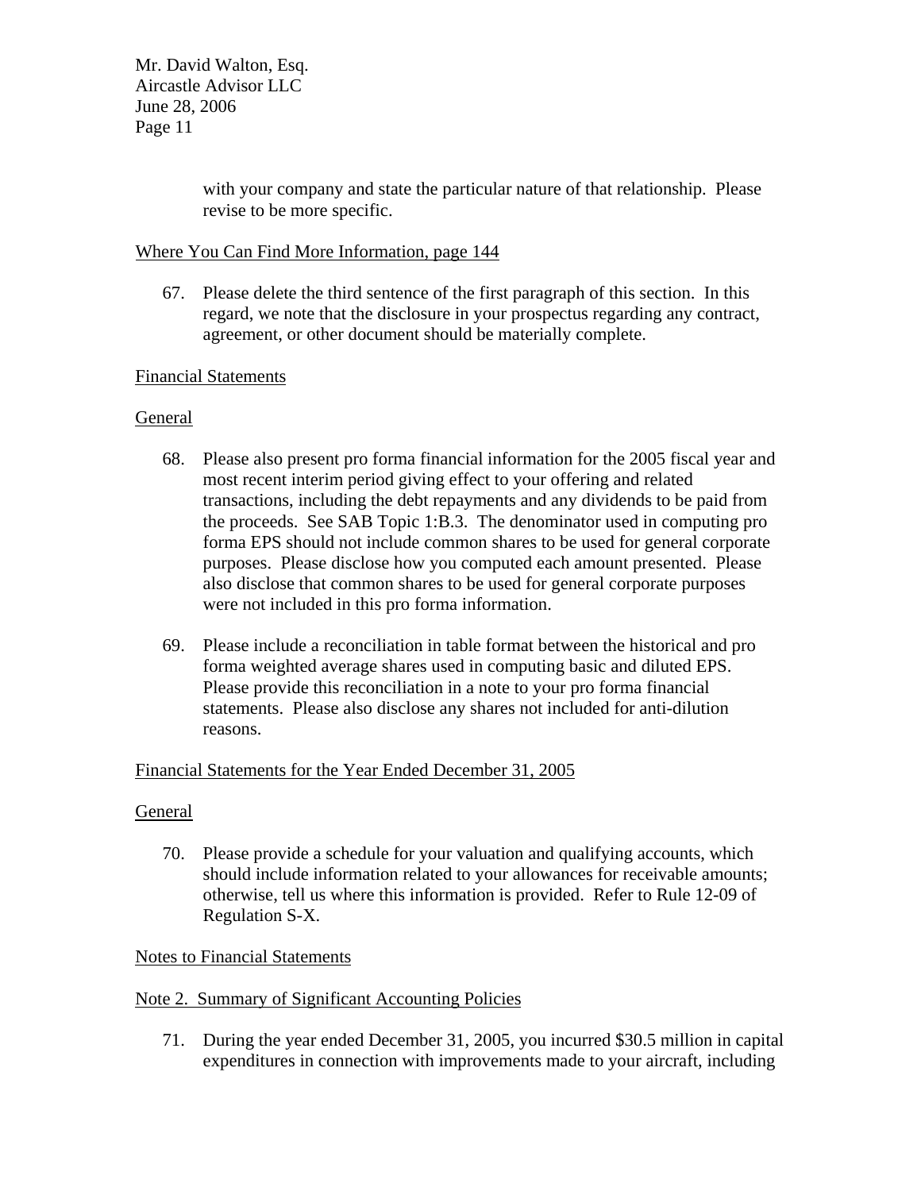with your company and state the particular nature of that relationship. Please revise to be more specific.

Where You Can Find More Information, page 144

67. Please delete the third sentence of the first paragraph of this section. In this regard, we note that the disclosure in your prospectus regarding any contract, agreement, or other document should be materially complete.

Financial Statements

General

68. Please also present pro forma financial information for the 2005 fiscal year and most recent interim period giving effect to your offering and related transactions, including the debt repayments and any dividends to be paid from the proceeds. See SAB Topic 1:B.3. The denominator used in computing pro forma EPS should not include common shares to be used for general corporate purposes. Please disclose how you computed each amount presented. Please also disclose that common shares to be used for general corporate purposes were not included in this pro forma information.

69. Please include a reconciliation in table format between the historical and pro forma weighted average shares used in computing basic and diluted EPS. Please provide this reconciliation in a note to your pro forma financial statements. Please also disclose any shares not included for anti-dilution reasons.

Financial Statements for the Year Ended December 31, 2005

General

70. Please provide a schedule for your valuation and qualifying accounts, which should include information related to your allowances for receivable amounts; otherwise, tell us where this information is provided. Refer to Rule 12-09 of Regulation S-X.

Notes to Financial Statements

Note 2. Summary of Significant Accounting Policies

71. During the year ended December 31, 2005, you incurred $30.5 million in capital expenditures in connection with improvements made to your aircraft, including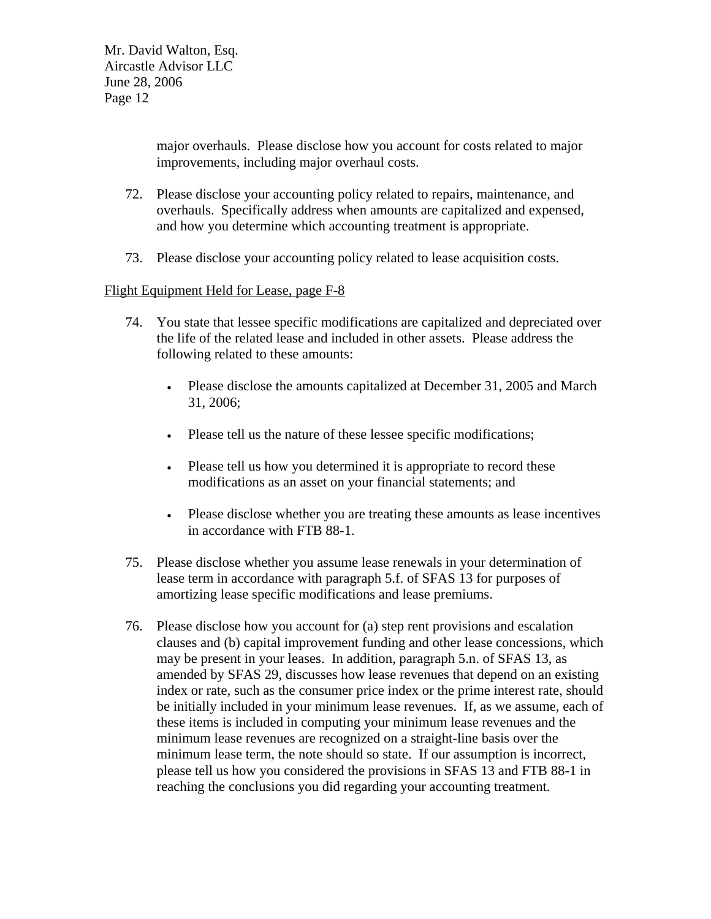major overhauls. Please disclose how you account for costs related to major improvements, including major overhaul costs.

72. Please disclose your accounting policy related to repairs, maintenance, and overhauls. Specifically address when amounts are capitalized and expensed, and how you determine which accounting treatment is appropriate.

73. Please disclose your accounting policy related to lease acquisition costs.

Flight Equipment Held for Lease, page F-8

74. You state that lessee specific modifications are capitalized and depreciated over the life of the related lease and included in other assets. Please address the following related to these amounts:

    - Please disclose the amounts capitalized at December 31, 2005 and March 31, 2006;

    - Please tell us the nature of these lessee specific modifications;

    - Please tell us how you determined it is appropriate to record these modifications as an asset on your financial statements; and

    - Please disclose whether you are treating these amounts as lease incentives in accordance with FTB 88-1.

75. Please disclose whether you assume lease renewals in your determination of lease term in accordance with paragraph 5.f. of SFAS 13 for purposes of amortizing lease specific modifications and lease premiums.

76. Please disclose how you account for (a) step rent provisions and escalation clauses and (b) capital improvement funding and other lease concessions, which may be present in your leases. In addition, paragraph 5.n. of SFAS 13, as amended by SFAS 29, discusses how lease revenues that depend on an existing index or rate, such as the consumer price index or the prime interest rate, should be initially included in your minimum lease revenues. If, as we assume, each of these items is included in computing your minimum lease revenues and the minimum lease revenues are recognized on a straight-line basis over the minimum lease term, the note should so state. If our assumption is incorrect, please tell us how you considered the provisions in SFAS 13 and FTB 88-1 in reaching the conclusions you did regarding your accounting treatment.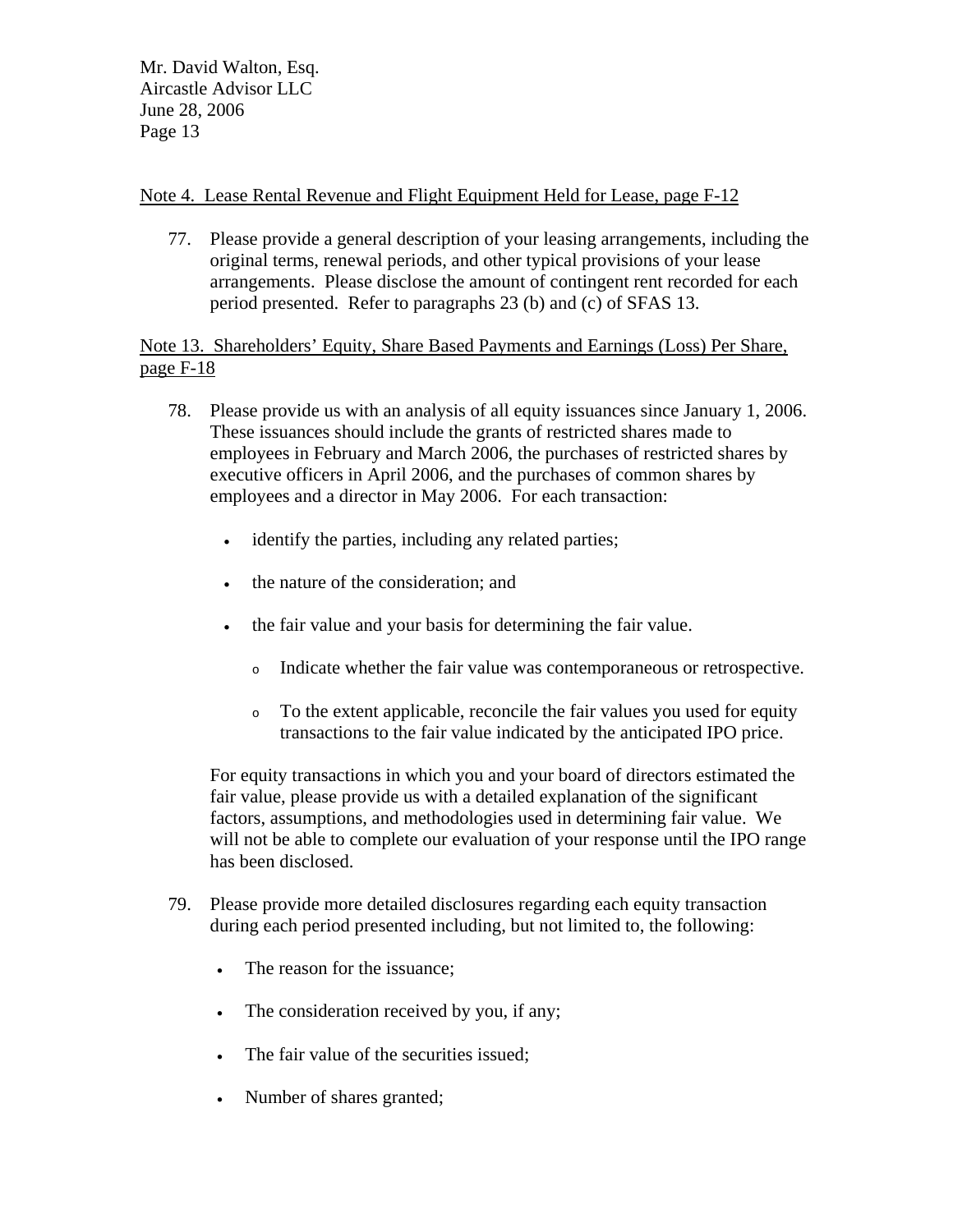Note 4. Lease Rental Revenue and Flight Equipment Held for Lease, page F-12

77. Please provide a general description of your leasing arrangements, including the original terms, renewal periods, and other typical provisions of your lease arrangements. Please disclose the amount of contingent rent recorded for each period presented. Refer to paragraphs 23 (b) and (c) of SFAS 13.

Note 13. Shareholders' Equity, Share Based Payments and Earnings (Loss) Per Share, page F-18

78. Please provide us with an analysis of all equity issuances since January 1, 2006. These issuances should include the grants of restricted shares made to employees in February and March 2006, the purchases of restricted shares by executive officers in April 2006, and the purchases of common shares by employees and a director in May 2006. For each transaction:

    - identify the parties, including any related parties;
    - the nature of the consideration; and
    - the fair value and your basis for determining the fair value.
        - Indicate whether the fair value was contemporaneous or retrospective.
        - To the extent applicable, reconcile the fair values you used for equity transactions to the fair value indicated by the anticipated IPO price.

    For equity transactions in which you and your board of directors estimated the fair value, please provide us with a detailed explanation of the significant factors, assumptions, and methodologies used in determining fair value. We will not be able to complete our evaluation of your response until the IPO range has been disclosed.

79. Please provide more detailed disclosures regarding each equity transaction during each period presented including, but not limited to, the following:

    - The reason for the issuance;
    - The consideration received by you, if any;
    - The fair value of the securities issued;
    - Number of shares granted;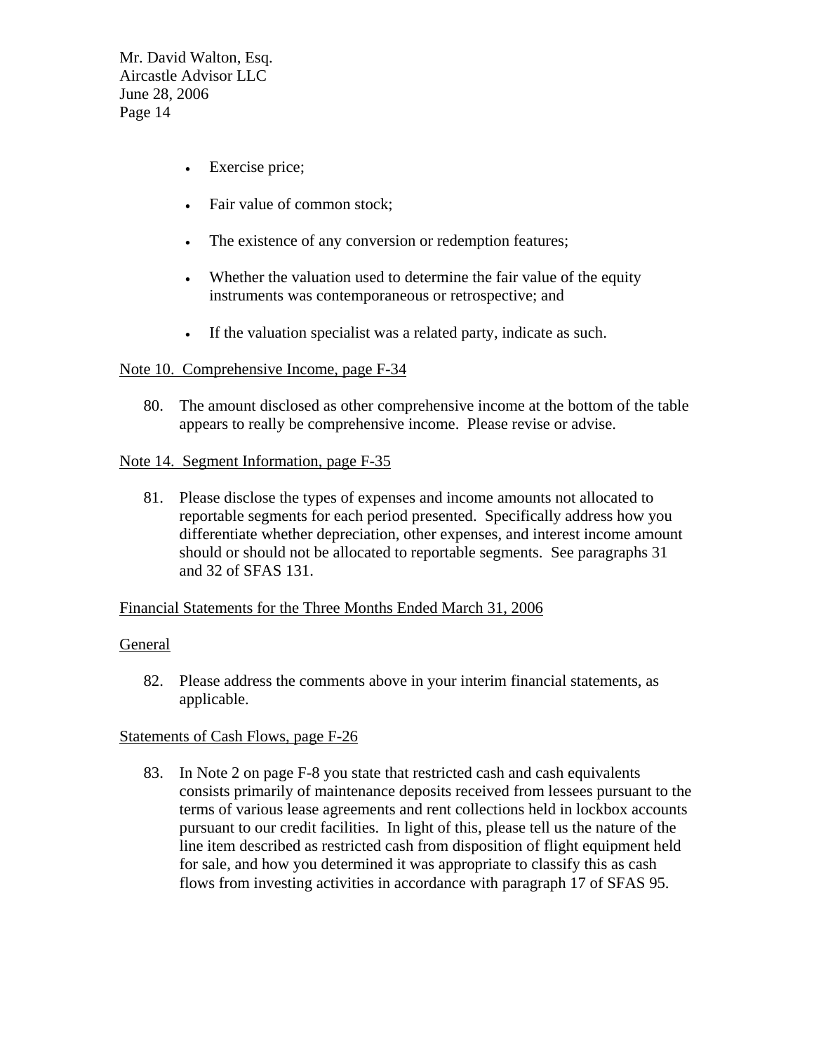- Exercise price;
- Fair value of common stock;
- The existence of any conversion or redemption features;
- Whether the valuation used to determine the fair value of the equity instruments was contemporaneous or retrospective; and
- If the valuation specialist was a related party, indicate as such.

Note 10. Comprehensive Income, page F-34

80. The amount disclosed as other comprehensive income at the bottom of the table appears to really be comprehensive income. Please revise or advise.

Note 14. Segment Information, page F-35

81. Please disclose the types of expenses and income amounts not allocated to reportable segments for each period presented. Specifically address how you differentiate whether depreciation, other expenses, and interest income amount should or should not be allocated to reportable segments. See paragraphs 31 and 32 of SFAS 131.

Financial Statements for the Three Months Ended March 31, 2006

General

82. Please address the comments above in your interim financial statements, as applicable.

Statements of Cash Flows, page F-26

83. In Note 2 on page F-8 you state that restricted cash and cash equivalents consists primarily of maintenance deposits received from lessees pursuant to the terms of various lease agreements and rent collections held in lockbox accounts pursuant to our credit facilities. In light of this, please tell us the nature of the line item described as restricted cash from disposition of flight equipment held for sale, and how you determined it was appropriate to classify this as cash flows from investing activities in accordance with paragraph 17 of SFAS 95.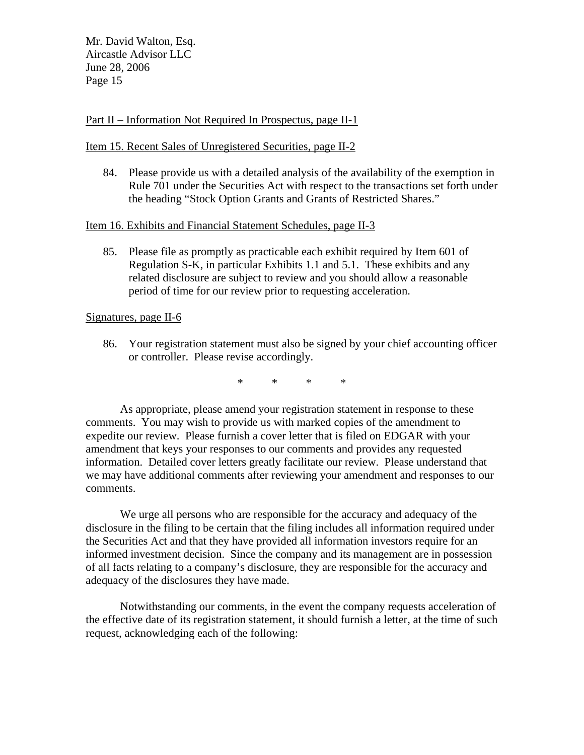<u>Part II – Information Not Required In Prospectus, page II-1</u>

<u>Item 15. Recent Sales of Unregistered Securities, page II-2</u>

84. Please provide us with a detailed analysis of the availability of the exemption in Rule 701 under the Securities Act with respect to the transactions set forth under the heading "Stock Option Grants and Grants of Restricted Shares."

<u>Item 16. Exhibits and Financial Statement Schedules, page II-3</u>

85. Please file as promptly as practicable each exhibit required by Item 601 of Regulation S-K, in particular Exhibits 1.1 and 5.1. These exhibits and any related disclosure are subject to review and you should allow a reasonable period of time for our review prior to requesting acceleration.

<u>Signatures, page II-6</u>

86. Your registration statement must also be signed by your chief accounting officer or controller. Please revise accordingly.

\* \* \* \*

As appropriate, please amend your registration statement in response to these comments. You may wish to provide us with marked copies of the amendment to expedite our review. Please furnish a cover letter that is filed on EDGAR with your amendment that keys your responses to our comments and provides any requested information. Detailed cover letters greatly facilitate our review. Please understand that we may have additional comments after reviewing your amendment and responses to our comments.

We urge all persons who are responsible for the accuracy and adequacy of the disclosure in the filing to be certain that the filing includes all information required under the Securities Act and that they have provided all information investors require for an informed investment decision. Since the company and its management are in possession of all facts relating to a company's disclosure, they are responsible for the accuracy and adequacy of the disclosures they have made.

Notwithstanding our comments, in the event the company requests acceleration of the effective date of its registration statement, it should furnish a letter, at the time of such request, acknowledging each of the following: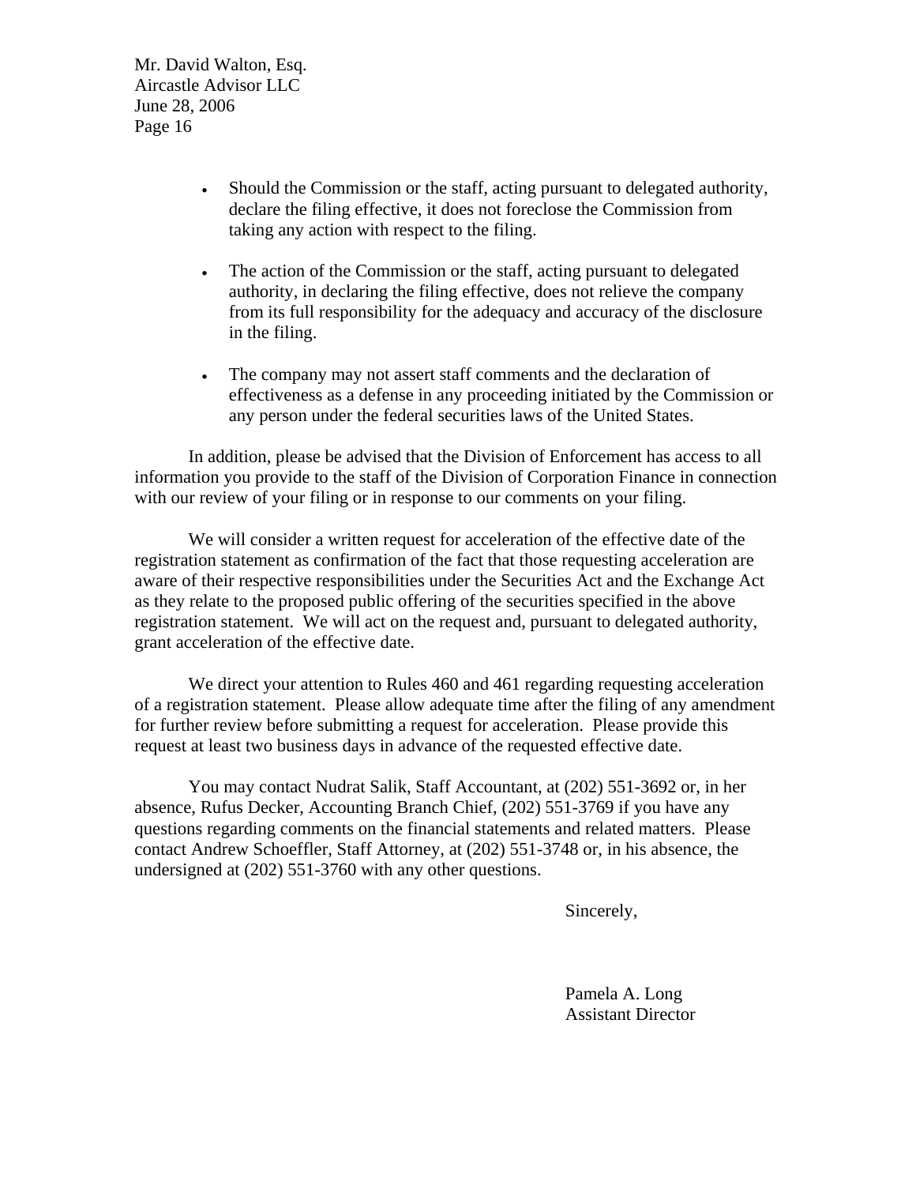- Should the Commission or the staff, acting pursuant to delegated authority, declare the filing effective, it does not foreclose the Commission from taking any action with respect to the filing.

- The action of the Commission or the staff, acting pursuant to delegated authority, in declaring the filing effective, does not relieve the company from its full responsibility for the adequacy and accuracy of the disclosure in the filing.

- The company may not assert staff comments and the declaration of effectiveness as a defense in any proceeding initiated by the Commission or any person under the federal securities laws of the United States.

In addition, please be advised that the Division of Enforcement has access to all information you provide to the staff of the Division of Corporation Finance in connection with our review of your filing or in response to our comments on your filing.

We will consider a written request for acceleration of the effective date of the registration statement as confirmation of the fact that those requesting acceleration are aware of their respective responsibilities under the Securities Act and the Exchange Act as they relate to the proposed public offering of the securities specified in the above registration statement. We will act on the request and, pursuant to delegated authority, grant acceleration of the effective date.

We direct your attention to Rules 460 and 461 regarding requesting acceleration of a registration statement. Please allow adequate time after the filing of any amendment for further review before submitting a request for acceleration. Please provide this request at least two business days in advance of the requested effective date.

You may contact Nudrat Salik, Staff Accountant, at (202) 551-3692 or, in her absence, Rufus Decker, Accounting Branch Chief, (202) 551-3769 if you have any questions regarding comments on the financial statements and related matters. Please contact Andrew Schoeffler, Staff Attorney, at (202) 551-3748 or, in his absence, the undersigned at (202) 551-3760 with any other questions.

Sincerely,

Pamela A. Long
Assistant Director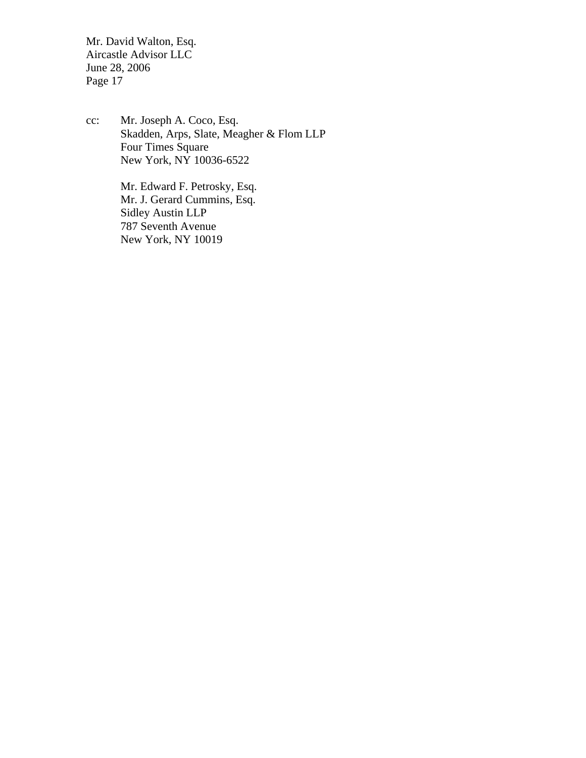cc: Mr. Joseph A. Coco, Esq.
Skadden, Arps, Slate, Meagher & Flom LLP
Four Times Square
New York, NY 10036-6522

Mr. Edward F. Petrosky, Esq.
Mr. J. Gerard Cummins, Esq.
Sidley Austin LLP
787 Seventh Avenue
New York, NY 10019